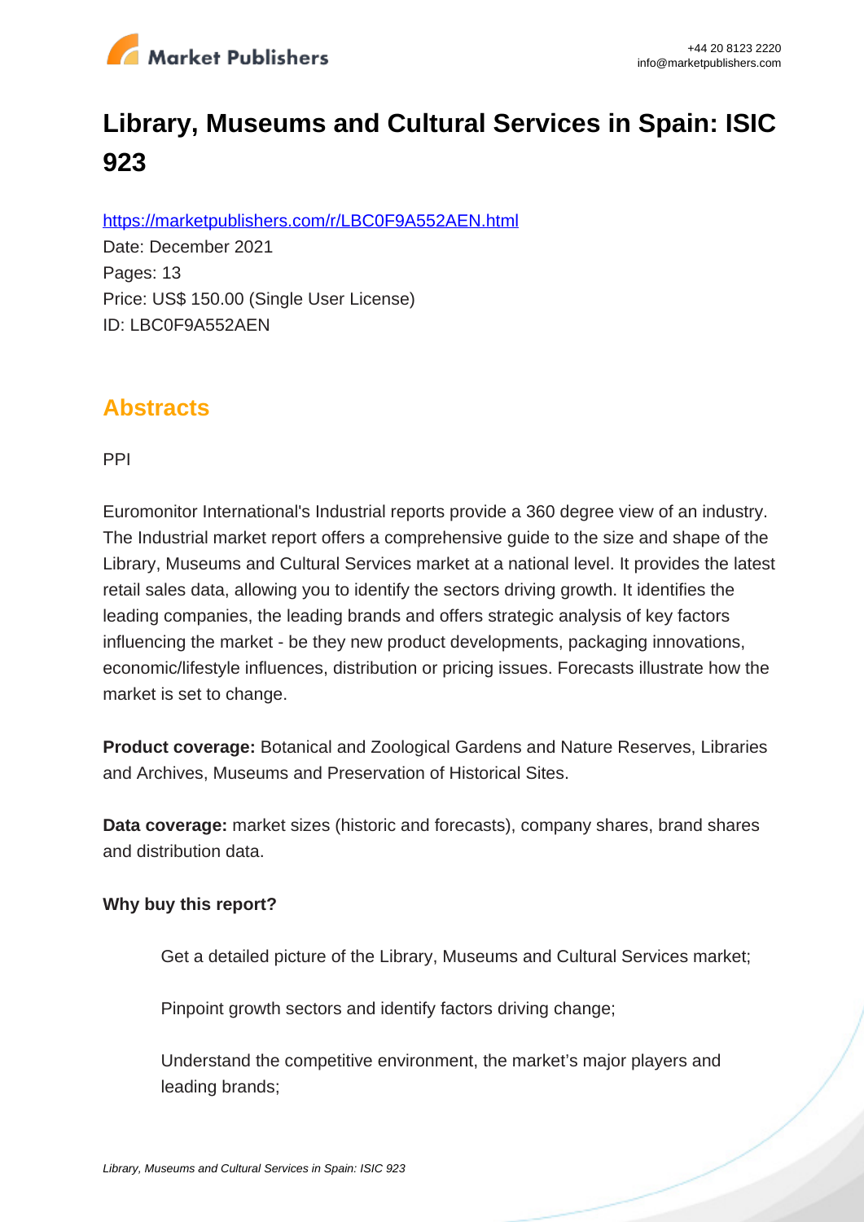# Library, Museums and Cultural Services in Spain: ISIC 923

https://marketpublishers.com/r/LBC0F9A552AEN.html

Date: December 2021

Pages: 13

Price: US$ 150.00 (Single User License)

ID: LBC0F9A552AEN

## Abstracts

PPI

Euromonitor International's Industrial reports provide a 360 degree view of an industry. The Industrial market report offers a comprehensive guide to the size and shape of the Library, Museums and Cultural Services market at a national level. It provides the latest retail sales data, allowing you to identify the sectors driving growth. It identifies the leading companies, the leading brands and offers strategic analysis of key factors influencing the market - be they new product developments, packaging innovations, economic/lifestyle influences, distribution or pricing issues. Forecasts illustrate how the market is set to change.

**Product coverage:** Botanical and Zoological Gardens and Nature Reserves, Libraries and Archives, Museums and Preservation of Historical Sites.

**Data coverage:** market sizes (historic and forecasts), company shares, brand shares and distribution data.

**Why buy this report?**

Get a detailed picture of the Library, Museums and Cultural Services market;

Pinpoint growth sectors and identify factors driving change;

Understand the competitive environment, the market's major players and leading brands;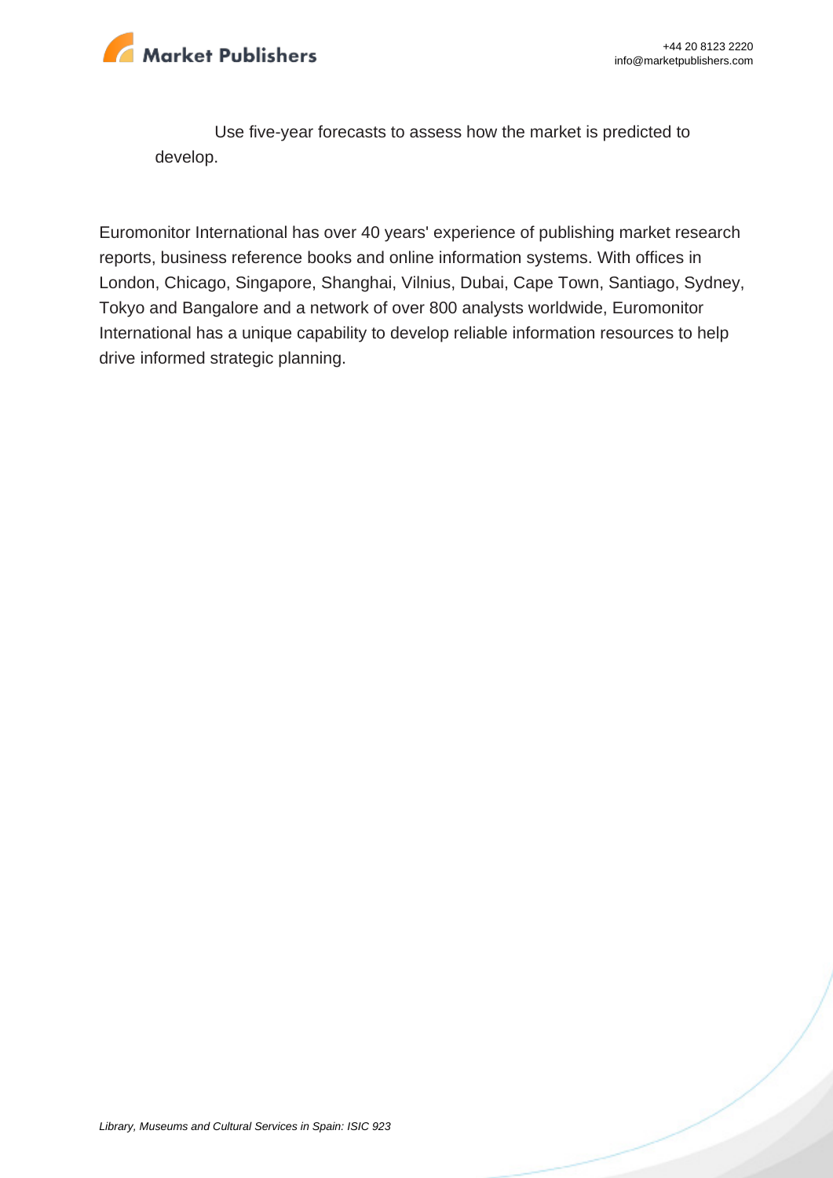- Use five-year forecasts to assess how the market is predicted to develop.

Euromonitor International has over 40 years' experience of publishing market research reports, business reference books and online information systems. With offices in London, Chicago, Singapore, Shanghai, Vilnius, Dubai, Cape Town, Santiago, Sydney, Tokyo and Bangalore and a network of over 800 analysts worldwide, Euromonitor International has a unique capability to develop reliable information resources to help drive informed strategic planning.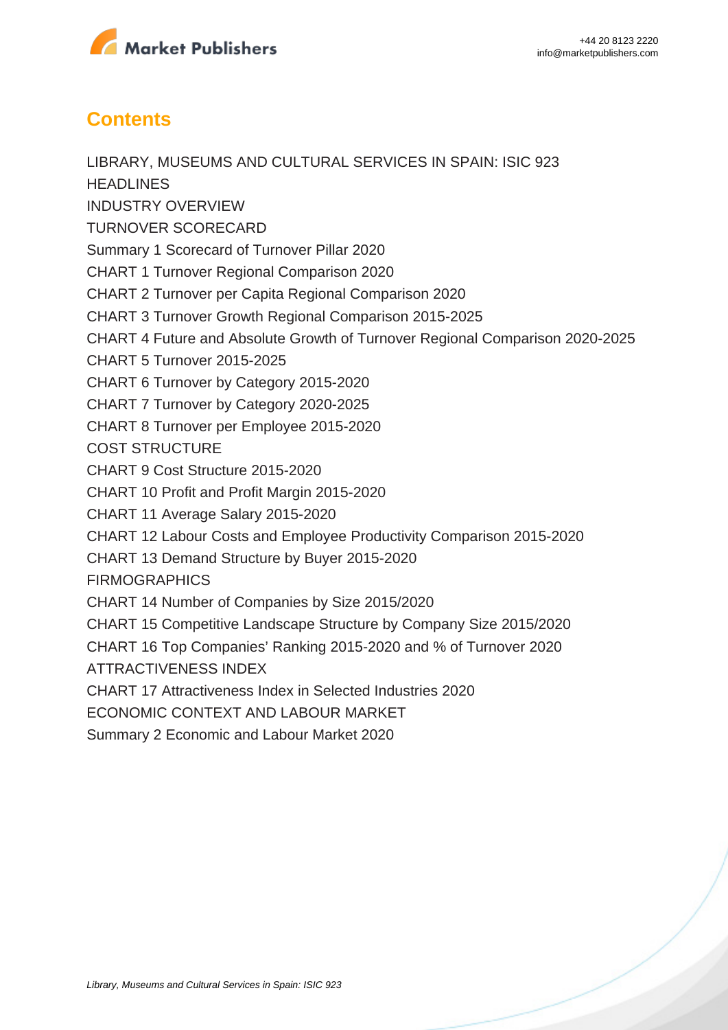## Contents

LIBRARY, MUSEUMS AND CULTURAL SERVICES IN SPAIN: ISIC 923

HEADLINES

INDUSTRY OVERVIEW

TURNOVER SCORECARD

Summary 1 Scorecard of Turnover Pillar 2020

CHART 1 Turnover Regional Comparison 2020

CHART 2 Turnover per Capita Regional Comparison 2020

CHART 3 Turnover Growth Regional Comparison 2015-2025

CHART 4 Future and Absolute Growth of Turnover Regional Comparison 2020-2025

CHART 5 Turnover 2015-2025

CHART 6 Turnover by Category 2015-2020

CHART 7 Turnover by Category 2020-2025

CHART 8 Turnover per Employee 2015-2020

COST STRUCTURE

CHART 9 Cost Structure 2015-2020

CHART 10 Profit and Profit Margin 2015-2020

CHART 11 Average Salary 2015-2020

CHART 12 Labour Costs and Employee Productivity Comparison 2015-2020

CHART 13 Demand Structure by Buyer 2015-2020

FIRMOGRAPHICS

CHART 14 Number of Companies by Size 2015/2020

CHART 15 Competitive Landscape Structure by Company Size 2015/2020

CHART 16 Top Companies' Ranking 2015-2020 and % of Turnover 2020

ATTRACTIVENESS INDEX

CHART 17 Attractiveness Index in Selected Industries 2020

ECONOMIC CONTEXT AND LABOUR MARKET

Summary 2 Economic and Labour Market 2020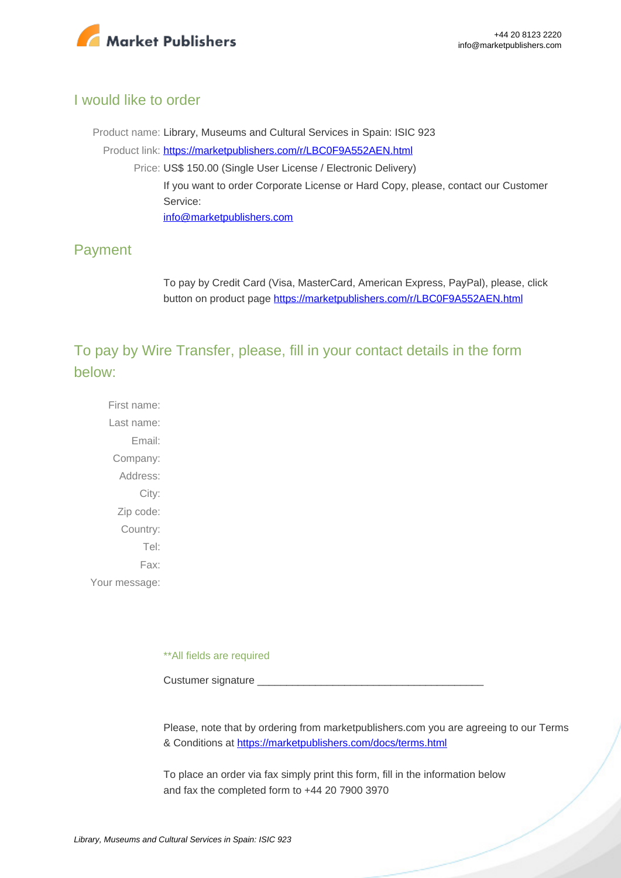## I would like to order

Product name: Library, Museums and Cultural Services in Spain: ISIC 923

Product link: [https://marketpublishers.com/r/LBC0F9A552AEN.html](https://marketpublishers.com/r/LBC0F9A552AEN.html)

Price: US$ 150.00 (Single User License / Electronic Delivery)

If you want to order Corporate License or Hard Copy, please, contact our Customer Service:

[info@marketpublishers.com](mailto:info@marketpublishers.com)

## Payment

To pay by Credit Card (Visa, MasterCard, American Express, PayPal), please, click button on product page [https://marketpublishers.com/r/LBC0F9A552AEN.html](https://marketpublishers.com/r/LBC0F9A552AEN.html)

## To pay by Wire Transfer, please, fill in your contact details in the form below:

First name:

Last name:

Email:

Company:

Address:

City:

Zip code:

Country:

Tel:

Fax:

Your message:

**All fields are required

Custumer signature _______________________________________

Please, note that by ordering from marketpublishers.com you are agreeing to our Terms & Conditions at [https://marketpublishers.com/docs/terms.html](https://marketpublishers.com/docs/terms.html)

To place an order via fax simply print this form, fill in the information below and fax the completed form to +44 20 7900 3970